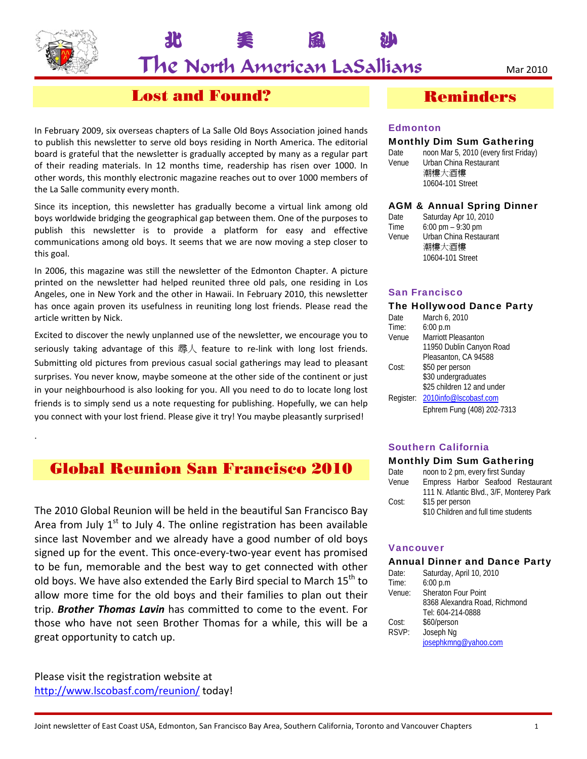# 北 美 風 沙

# The North American LaSallians

Mar 2010

## Lost and Found?

In February 2009, six overseas chapters of La Salle Old Boys Association joined hands to publish this newsletter to serve old boys residing in North America. The editorial board is grateful that the newsletter is gradually accepted by many as a regular part of their reading materials. In 12 months time, readership has risen over 1000. In other words, this monthly electronic magazine reaches out to over 1000 members of the La Salle community every month.

Since its inception, this newsletter has gradually become a virtual link among old boys worldwide bridging the geographical gap between them. One of the purposes to publish this newsletter is to provide a platform for easy and effective communications among old boys. It seems that we are now moving a step closer to this goal.

In 2006, this magazine was still the newsletter of the Edmonton Chapter. A picture printed on the newsletter had helped reunited three old pals, one residing in Los Angeles, one in New York and the other in Hawaii. In February 2010, this newsletter has once again proven its usefulness in reuniting long lost friends. Please read the article written by Nick.

Excited to discover the newly unplanned use of the newsletter, we encourage you to seriously taking advantage of this 尋人 feature to re-link with long lost friends. Submitting old pictures from previous casual social gatherings may lead to pleasant surprises. You never know, maybe someone at the other side of the continent or just in your neighbourhood is also looking for you. All you need to do to locate long lost friends is to simply send us a note requesting for publishing. Hopefully, we can help you connect with your lost friend. Please give it try! You maybe pleasantly surprised!

.

## Global Reunion San Francisco 2010

The 2010 Global Reunion will be held in the beautiful San Francisco Bay Area from July 1st to July 4. The online registration has been available since last November and we already have a good number of old boys signed up for the event. This once-every-two-year event has promised to be fun, memorable and the best way to get connected with other old boys. We have also extended the Early Bird special to March 15th to allow more time for the old boys and their families to plan out their trip. ***Brother Thomas Lavin*** has committed to come to the event. For those who have not seen Brother Thomas for a while, this will be a great opportunity to catch up.

Please visit the registration website at http://www.lscobasf.com/reunion/ today!

## Reminders

### Edmonton

**Monthly Dim Sum Gathering**

Date: noon Mar 5, 2010 (every first Friday)
Venue: Urban China Restaurant
潮樓大酒樓
10604-101 Street

**AGM & Annual Spring Dinner**

Date: Saturday Apr 10, 2010
Time: 6:00 pm – 9:30 pm
Venue: Urban China Restaurant
潮樓大酒樓
10604-101 Street

### San Francisco

**The Hollywood Dance Party**

Date: March 6, 2010
Time: 6:00 p.m
Venue: Marriott Pleasanton
11950 Dublin Canyon Road
Pleasanton, CA 94588
Cost: $50 per person
$30 undergraduates
$25 children 12 and under
Register: 2010info@lscobasf.com
Ephrem Fung (408) 202-7313

### Southern California

**Monthly Dim Sum Gathering**

Date: noon to 2 pm, every first Sunday
Venue: Empress Harbor Seafood Restaurant
111 N. Atlantic Blvd., 3/F, Monterey Park
Cost: $15 per person
$10 Children and full time students

### Vancouver

**Annual Dinner and Dance Party**

Date: Saturday, April 10, 2010
Time: 6:00 p.m
Venue: Sheraton Four Point
8368 Alexandra Road, Richmond
Tel: 604-214-0888
Cost: $60/person
RSVP: Joseph Ng
josephkmng@yahoo.com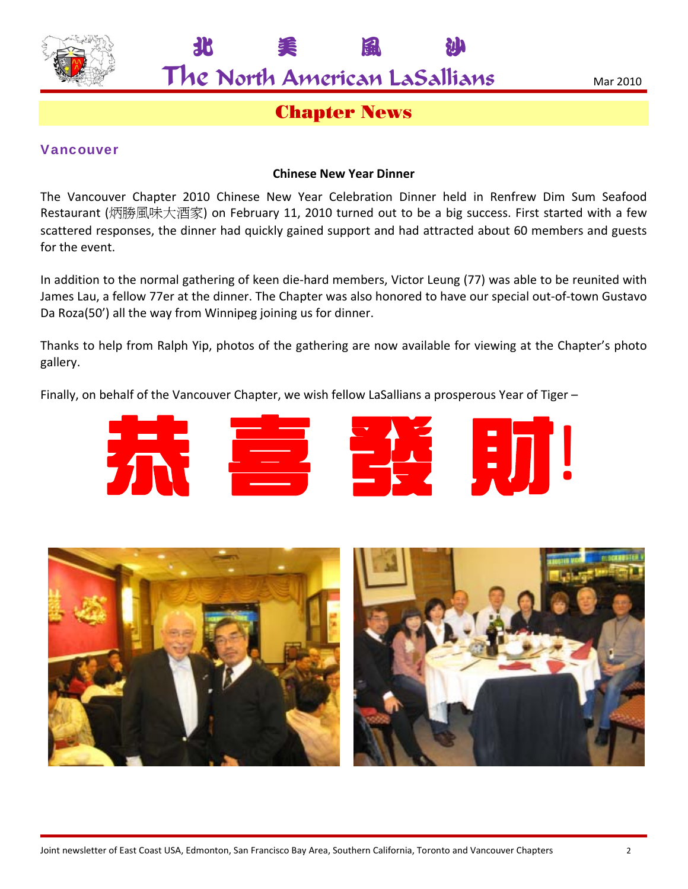## Chapter News

### Vancouver

**Chinese New Year Dinner**

The Vancouver Chapter 2010 Chinese New Year Celebration Dinner held in Renfrew Dim Sum Seafood Restaurant (炳勝風味大酒家) on February 11, 2010 turned out to be a big success. First started with a few scattered responses, the dinner had quickly gained support and had attracted about 60 members and guests for the event.

In addition to the normal gathering of keen die-hard members, Victor Leung (77) was able to be reunited with James Lau, a fellow 77er at the dinner. The Chapter was also honored to have our special out-of-town Gustavo Da Roza(50') all the way from Winnipeg joining us for dinner.

Thanks to help from Ralph Yip, photos of the gathering are now available for viewing at the Chapter's photo gallery.

Finally, on behalf of the Vancouver Chapter, we wish fellow LaSallians a prosperous Year of Tiger –

# 恭 喜 發 財!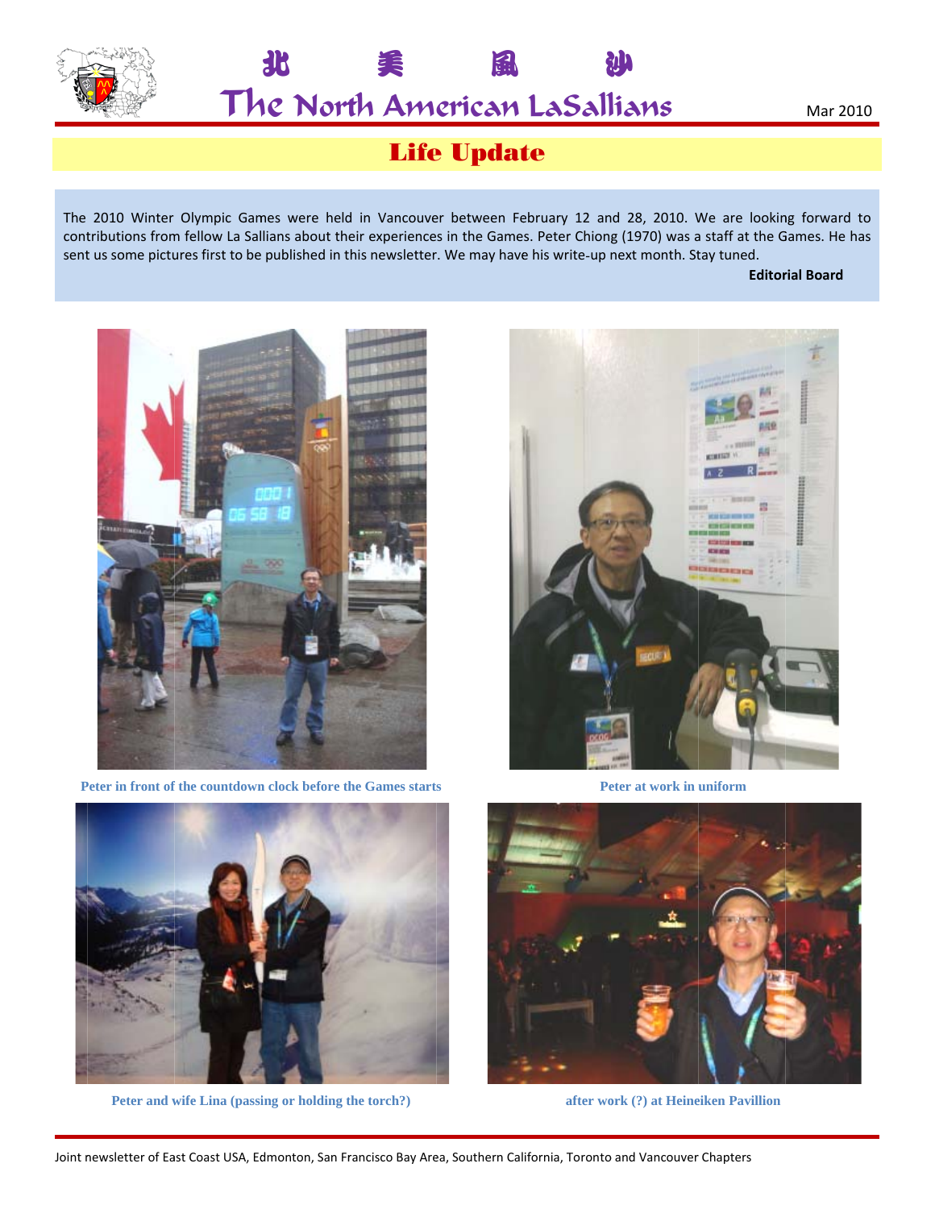# 北 美 風 沙

# The North American LaSallians

Mar 2010

## Life Update

The 2010 Winter Olympic Games were held in Vancouver between February 12 and 28, 2010. We are looking forward to contributions from fellow La Sallians about their experiences in the Games. Peter Chiong (1970) was a staff at the Games. He has sent us some pictures first to be published in this newsletter. We may have his write-up next month. Stay tuned.

**Editorial Board**

Peter in front of the countdown clock before the Games starts

Peter at work in uniform

Peter and wife Lina (passing or holding the torch?)

after work (?) at Heineiken Pavillion

Joint newsletter of East Coast USA, Edmonton, San Francisco Bay Area, Southern California, Toronto and Vancouver Chapters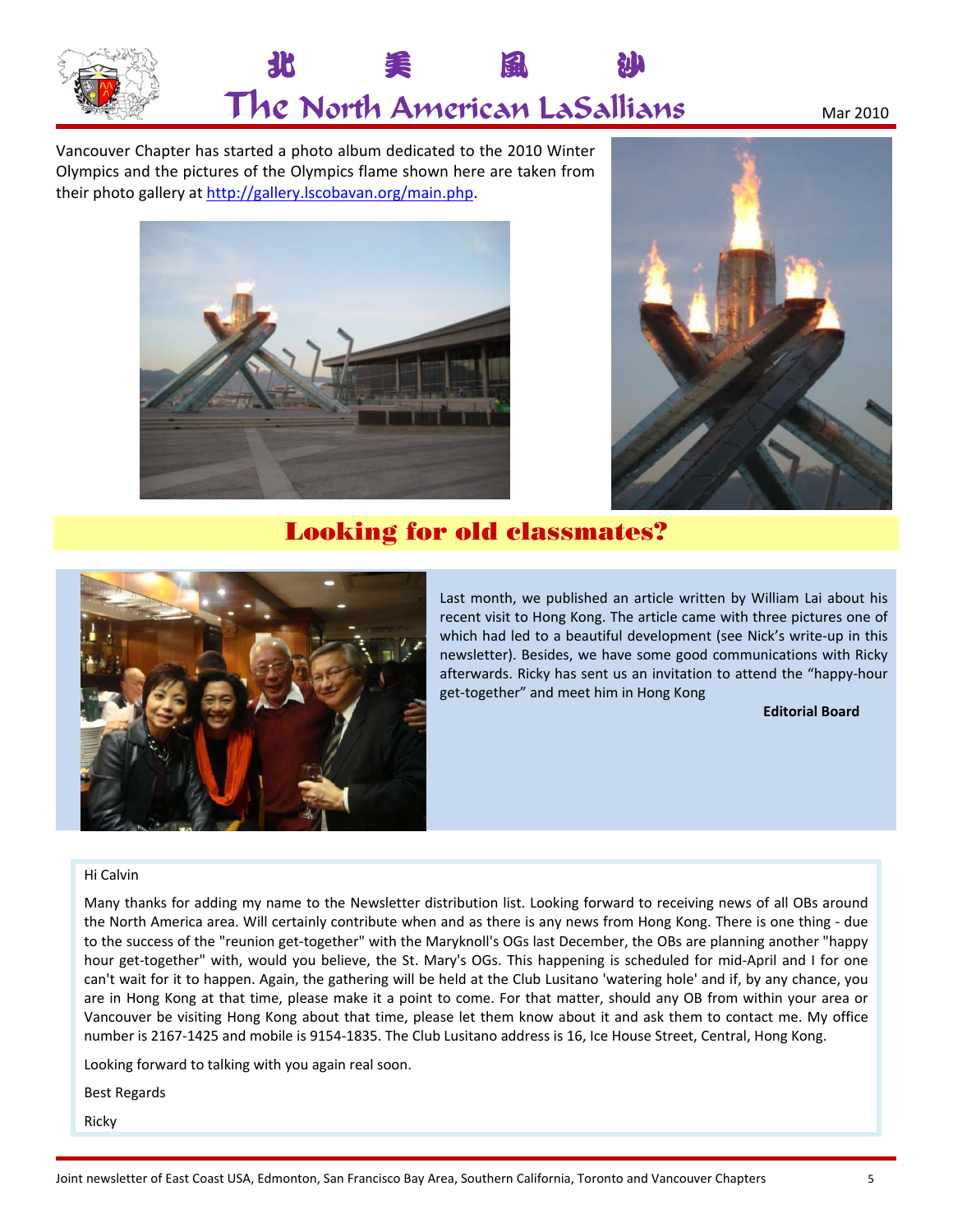Vancouver Chapter has started a photo album dedicated to the 2010 Winter Olympics and the pictures of the Olympics flame shown here are taken from their photo gallery at http://gallery.lscobavan.org/main.php.

## Looking for old classmates?

Last month, we published an article written by William Lai about his recent visit to Hong Kong. The article came with three pictures one of which had led to a beautiful development (see Nick's write-up in this newsletter). Besides, we have some good communications with Ricky afterwards. Ricky has sent us an invitation to attend the "happy-hour get-together" and meet him in Hong Kong

**Editorial Board**

Hi Calvin

Many thanks for adding my name to the Newsletter distribution list. Looking forward to receiving news of all OBs around the North America area. Will certainly contribute when and as there is any news from Hong Kong. There is one thing - due to the success of the "reunion get-together" with the Maryknoll's OGs last December, the OBs are planning another "happy hour get-together" with, would you believe, the St. Mary's OGs. This happening is scheduled for mid-April and I for one can't wait for it to happen. Again, the gathering will be held at the Club Lusitano 'watering hole' and if, by any chance, you are in Hong Kong at that time, please make it a point to come. For that matter, should any OB from within your area or Vancouver be visiting Hong Kong about that time, please let them know about it and ask them to contact me. My office number is 2167-1425 and mobile is 9154-1835. The Club Lusitano address is 16, Ice House Street, Central, Hong Kong.

Looking forward to talking with you again real soon.

Best Regards

Ricky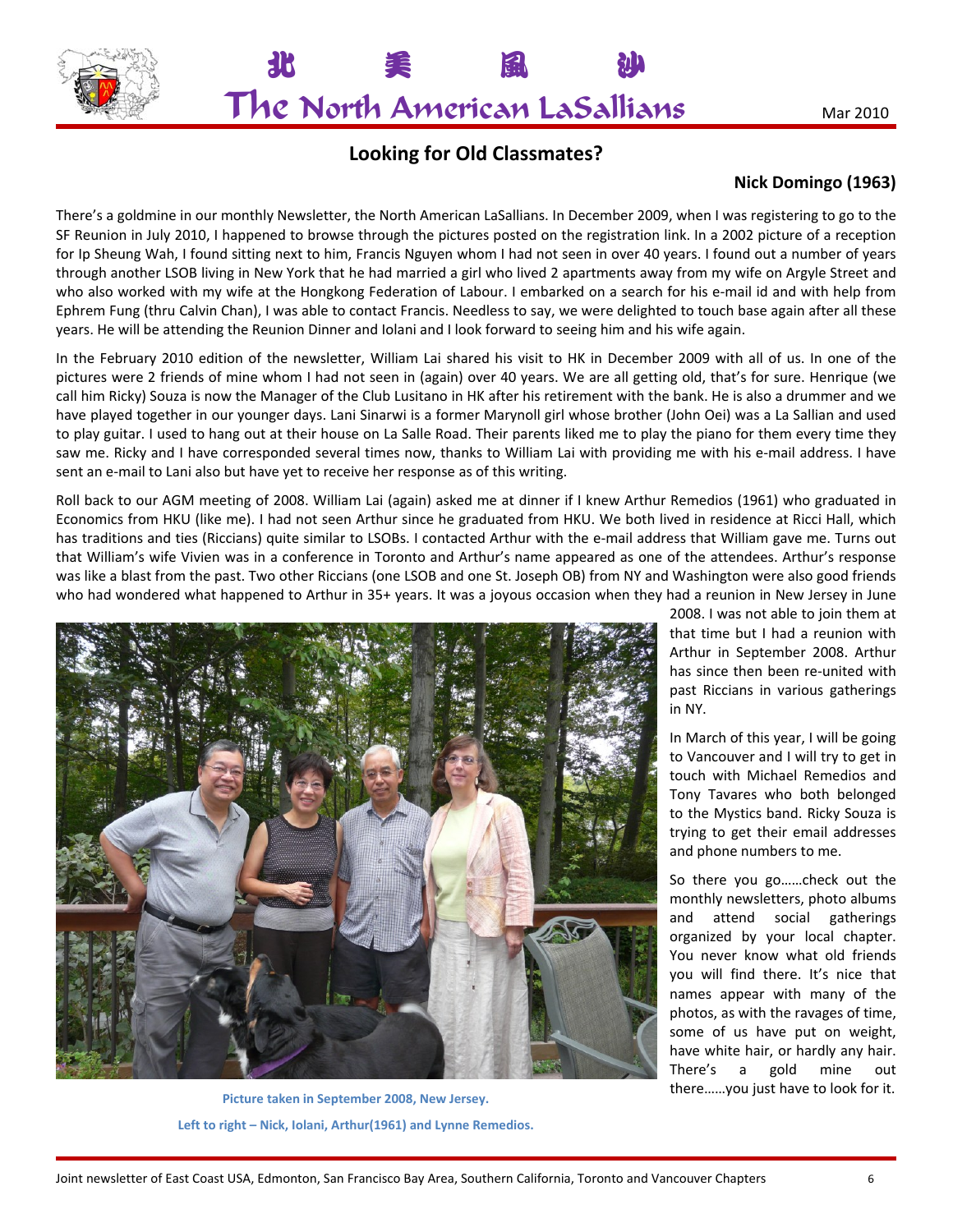## Looking for Old Classmates?

**Nick Domingo (1963)**

There's a goldmine in our monthly Newsletter, the North American LaSallians. In December 2009, when I was registering to go to the SF Reunion in July 2010, I happened to browse through the pictures posted on the registration link. In a 2002 picture of a reception for Ip Sheung Wah, I found sitting next to him, Francis Nguyen whom I had not seen in over 40 years. I found out a number of years through another LSOB living in New York that he had married a girl who lived 2 apartments away from my wife on Argyle Street and who also worked with my wife at the Hongkong Federation of Labour. I embarked on a search for his e-mail id and with help from Ephrem Fung (thru Calvin Chan), I was able to contact Francis. Needless to say, we were delighted to touch base again after all these years. He will be attending the Reunion Dinner and Iolani and I look forward to seeing him and his wife again.

In the February 2010 edition of the newsletter, William Lai shared his visit to HK in December 2009 with all of us. In one of the pictures were 2 friends of mine whom I had not seen in (again) over 40 years. We are all getting old, that's for sure. Henrique (we call him Ricky) Souza is now the Manager of the Club Lusitano in HK after his retirement with the bank. He is also a drummer and we have played together in our younger days. Lani Sinarwi is a former Marynoll girl whose brother (John Oei) was a La Sallian and used to play guitar. I used to hang out at their house on La Salle Road. Their parents liked me to play the piano for them every time they saw me. Ricky and I have corresponded several times now, thanks to William Lai with providing me with his e-mail address. I have sent an e-mail to Lani also but have yet to receive her response as of this writing.

Roll back to our AGM meeting of 2008. William Lai (again) asked me at dinner if I knew Arthur Remedios (1961) who graduated in Economics from HKU (like me). I had not seen Arthur since he graduated from HKU. We both lived in residence at Ricci Hall, which has traditions and ties (Riccians) quite similar to LSOBs. I contacted Arthur with the e-mail address that William gave me. Turns out that William's wife Vivien was in a conference in Toronto and Arthur's name appeared as one of the attendees. Arthur's response was like a blast from the past. Two other Riccians (one LSOB and one St. Joseph OB) from NY and Washington were also good friends who had wondered what happened to Arthur in 35+ years. It was a joyous occasion when they had a reunion in New Jersey in June 2008. I was not able to join them at that time but I had a reunion with Arthur in September 2008. Arthur has since then been re-united with past Riccians in various gatherings in NY.

In March of this year, I will be going to Vancouver and I will try to get in touch with Michael Remedios and Tony Tavares who both belonged to the Mystics band. Ricky Souza is trying to get their email addresses and phone numbers to me.

So there you go……check out the monthly newsletters, photo albums and attend social gatherings organized by your local chapter. You never know what old friends you will find there. It's nice that names appear with many of the photos, as with the ravages of time, some of us have put on weight, have white hair, or hardly any hair. There's a gold mine out there……you just have to look for it.

**Picture taken in September 2008, New Jersey.**

**Left to right – Nick, Iolani, Arthur(1961) and Lynne Remedios.**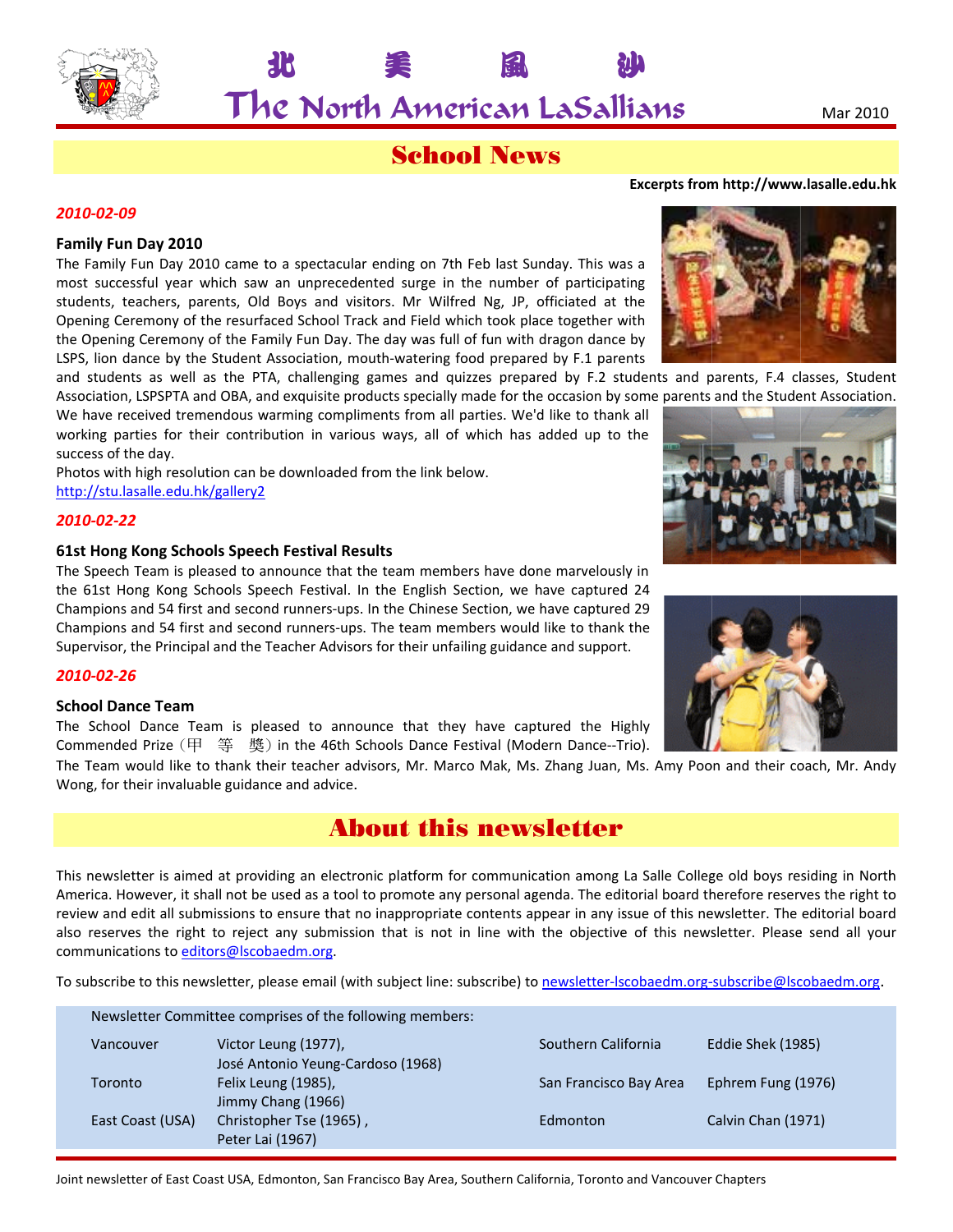# 北 美 風 沙

# The North American LaSallians

Mar 2010

## School News

**Excerpts from http://www.lasalle.edu.hk**

*2010-02-09*

### Family Fun Day 2010

The Family Fun Day 2010 came to a spectacular ending on 7th Feb last Sunday. This was a most successful year which saw an unprecedented surge in the number of participating students, teachers, parents, Old Boys and visitors. Mr Wilfred Ng, JP, officiated at the Opening Ceremony of the resurfaced School Track and Field which took place together with the Opening Ceremony of the Family Fun Day. The day was full of fun with dragon dance by LSPS, lion dance by the Student Association, mouth-watering food prepared by F.1 parents and students as well as the PTA, challenging games and quizzes prepared by F.2 students and parents, F.4 classes, Student Association, LSPSPTA and OBA, and exquisite products specially made for the occasion by some parents and the Student Association. We have received tremendous warming compliments from all parties. We'd like to thank all working parties for their contribution in various ways, all of which has added up to the success of the day.

Photos with high resolution can be downloaded from the link below.
http://stu.lasalle.edu.hk/gallery2

*2010-02-22*

### 61st Hong Kong Schools Speech Festival Results

The Speech Team is pleased to announce that the team members have done marvelously in the 61st Hong Kong Schools Speech Festival. In the English Section, we have captured 24 Champions and 54 first and second runners-ups. In the Chinese Section, we have captured 29 Champions and 54 first and second runners-ups. The team members would like to thank the Supervisor, the Principal and the Teacher Advisors for their unfailing guidance and support.

*2010-02-26*

### School Dance Team

The School Dance Team is pleased to announce that they have captured the Highly Commended Prize（甲 等 獎）in the 46th Schools Dance Festival (Modern Dance--Trio). The Team would like to thank their teacher advisors, Mr. Marco Mak, Ms. Zhang Juan, Ms. Amy Poon and their coach, Mr. Andy Wong, for their invaluable guidance and advice.

## About this newsletter

This newsletter is aimed at providing an electronic platform for communication among La Salle College old boys residing in North America. However, it shall not be used as a tool to promote any personal agenda. The editorial board therefore reserves the right to review and edit all submissions to ensure that no inappropriate contents appear in any issue of this newsletter. The editorial board also reserves the right to reject any submission that is not in line with the objective of this newsletter. Please send all your communications to editors@lscobaedm.org.

To subscribe to this newsletter, please email (with subject line: subscribe) to newsletter-lscobaedm.org-subscribe@lscobaedm.org.

Newsletter Committee comprises of the following members:

| | | | |
|---|---|---|---|
| Vancouver | Victor Leung (1977), José Antonio Yeung-Cardoso (1968) | Southern California | Eddie Shek (1985) |
| Toronto | Felix Leung (1985), Jimmy Chang (1966) | San Francisco Bay Area | Ephrem Fung (1976) |
| East Coast (USA) | Christopher Tse (1965) , Peter Lai (1967) | Edmonton | Calvin Chan (1971) |

Joint newsletter of East Coast USA, Edmonton, San Francisco Bay Area, Southern California, Toronto and Vancouver Chapters